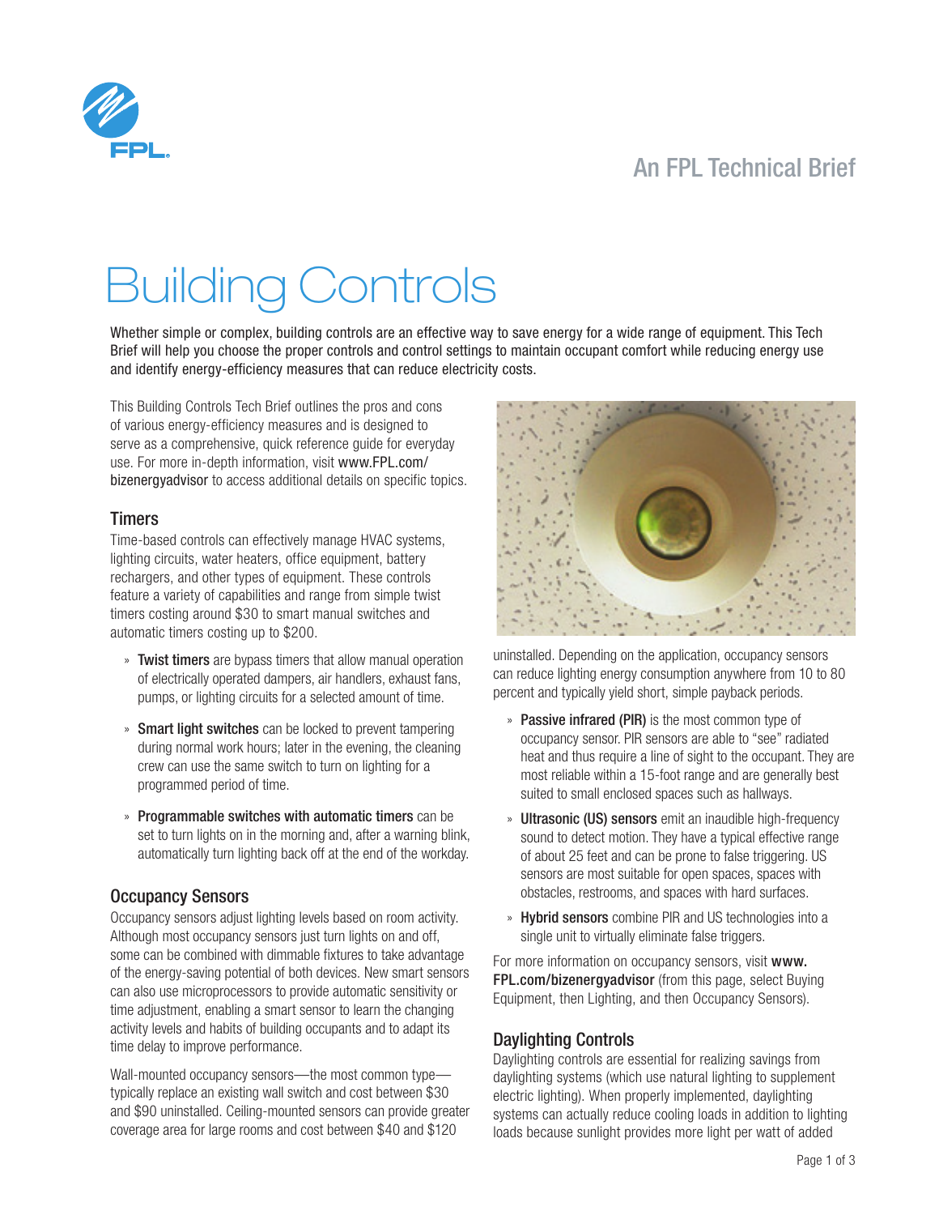An FPL Technical Brief

# Building Controls

Whether simple or complex, building controls are an effective way to save energy for a wide range of equipment. This Tech Brief will help you choose the proper controls and control settings to maintain occupant comfort while reducing energy use and identify energy-efficiency measures that can reduce electricity costs.

This Building Controls Tech Brief outlines the pros and cons of various energy-efficiency measures and is designed to serve as a comprehensive, quick reference guide for everyday use. For more in-depth information, visit www.FPL.com/bizenergyadvisor to access additional details on specific topics.

## Timers

Time-based controls can effectively manage HVAC systems, lighting circuits, water heaters, office equipment, battery rechargers, and other types of equipment. These controls feature a variety of capabilities and range from simple twist timers costing around $30 to smart manual switches and automatic timers costing up to $200.

- **Twist timers** are bypass timers that allow manual operation of electrically operated dampers, air handlers, exhaust fans, pumps, or lighting circuits for a selected amount of time.
- **Smart light switches** can be locked to prevent tampering during normal work hours; later in the evening, the cleaning crew can use the same switch to turn on lighting for a programmed period of time.
- **Programmable switches with automatic timers** can be set to turn lights on in the morning and, after a warning blink, automatically turn lighting back off at the end of the workday.

## Occupancy Sensors

Occupancy sensors adjust lighting levels based on room activity. Although most occupancy sensors just turn lights on and off, some can be combined with dimmable fixtures to take advantage of the energy-saving potential of both devices. New smart sensors can also use microprocessors to provide automatic sensitivity or time adjustment, enabling a smart sensor to learn the changing activity levels and habits of building occupants and to adapt its time delay to improve performance.

Wall-mounted occupancy sensors—the most common type—typically replace an existing wall switch and cost between $30 and $90 uninstalled. Ceiling-mounted sensors can provide greater coverage area for large rooms and cost between $40 and $120 uninstalled. Depending on the application, occupancy sensors can reduce lighting energy consumption anywhere from 10 to 80 percent and typically yield short, simple payback periods.

- **Passive infrared (PIR)** is the most common type of occupancy sensor. PIR sensors are able to "see" radiated heat and thus require a line of sight to the occupant. They are most reliable within a 15-foot range and are generally best suited to small enclosed spaces such as hallways.
- **Ultrasonic (US) sensors** emit an inaudible high-frequency sound to detect motion. They have a typical effective range of about 25 feet and can be prone to false triggering. US sensors are most suitable for open spaces, spaces with obstacles, restrooms, and spaces with hard surfaces.
- **Hybrid sensors** combine PIR and US technologies into a single unit to virtually eliminate false triggers.

For more information on occupancy sensors, visit **www.FPL.com/bizenergyadvisor** (from this page, select Buying Equipment, then Lighting, and then Occupancy Sensors).

## Daylighting Controls

Daylighting controls are essential for realizing savings from daylighting systems (which use natural lighting to supplement electric lighting). When properly implemented, daylighting systems can actually reduce cooling loads in addition to lighting loads because sunlight provides more light per watt of added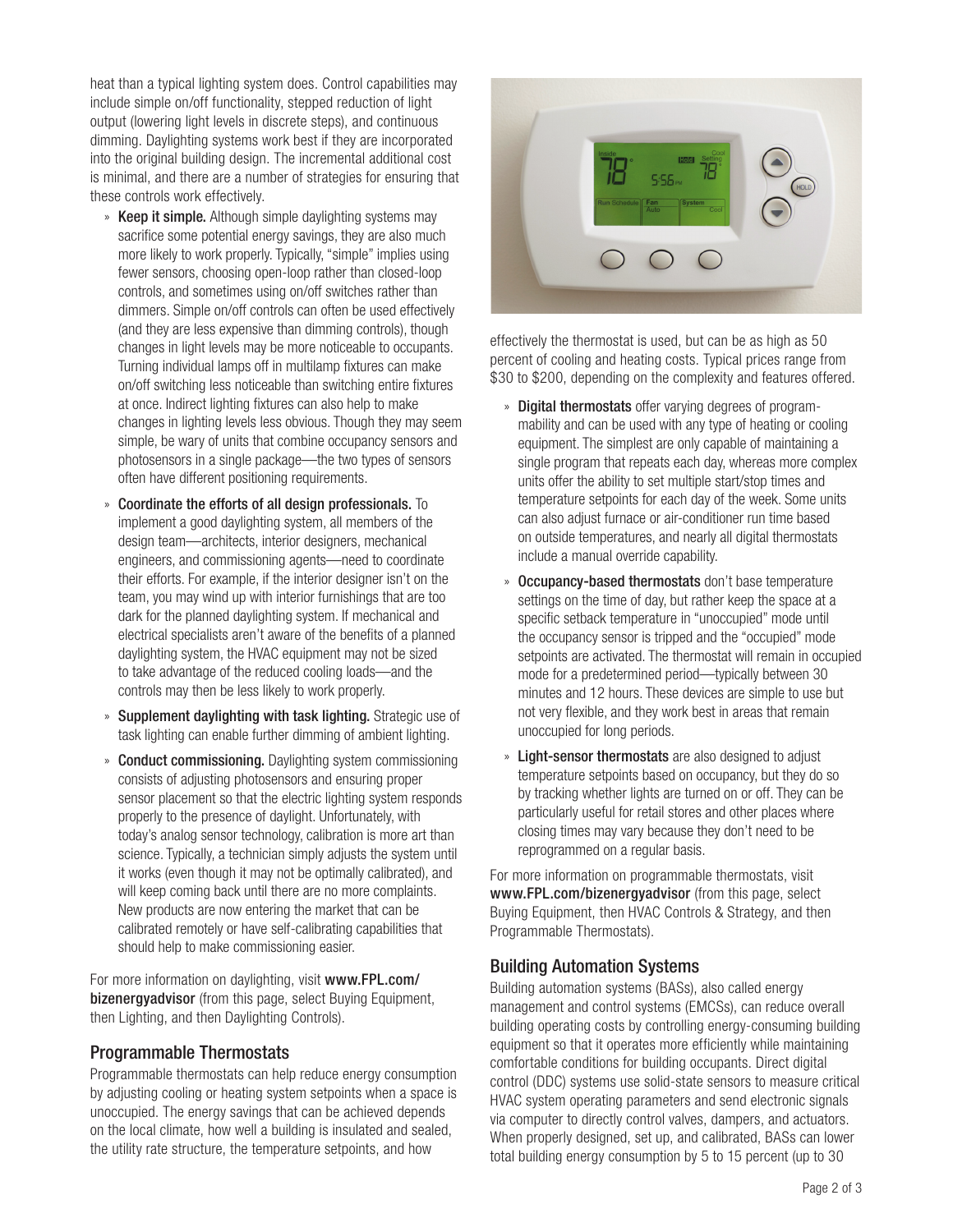heat than a typical lighting system does. Control capabilities may include simple on/off functionality, stepped reduction of light output (lowering light levels in discrete steps), and continuous dimming. Daylighting systems work best if they are incorporated into the original building design. The incremental additional cost is minimal, and there are a number of strategies for ensuring that these controls work effectively.

- **Keep it simple.** Although simple daylighting systems may sacrifice some potential energy savings, they are also much more likely to work properly. Typically, "simple" implies using fewer sensors, choosing open-loop rather than closed-loop controls, and sometimes using on/off switches rather than dimmers. Simple on/off controls can often be used effectively (and they are less expensive than dimming controls), though changes in light levels may be more noticeable to occupants. Turning individual lamps off in multilamp fixtures can make on/off switching less noticeable than switching entire fixtures at once. Indirect lighting fixtures can also help to make changes in lighting levels less obvious. Though they may seem simple, be wary of units that combine occupancy sensors and photosensors in a single package—the two types of sensors often have different positioning requirements.
- **Coordinate the efforts of all design professionals.** To implement a good daylighting system, all members of the design team—architects, interior designers, mechanical engineers, and commissioning agents—need to coordinate their efforts. For example, if the interior designer isn't on the team, you may wind up with interior furnishings that are too dark for the planned daylighting system. If mechanical and electrical specialists aren't aware of the benefits of a planned daylighting system, the HVAC equipment may not be sized to take advantage of the reduced cooling loads—and the controls may then be less likely to work properly.
- **Supplement daylighting with task lighting.** Strategic use of task lighting can enable further dimming of ambient lighting.
- **Conduct commissioning.** Daylighting system commissioning consists of adjusting photosensors and ensuring proper sensor placement so that the electric lighting system responds properly to the presence of daylight. Unfortunately, with today's analog sensor technology, calibration is more art than science. Typically, a technician simply adjusts the system until it works (even though it may not be optimally calibrated), and will keep coming back until there are no more complaints. New products are now entering the market that can be calibrated remotely or have self-calibrating capabilities that should help to make commissioning easier.

For more information on daylighting, visit **www.FPL.com/bizenergyadvisor** (from this page, select Buying Equipment, then Lighting, and then Daylighting Controls).

## Programmable Thermostats

Programmable thermostats can help reduce energy consumption by adjusting cooling or heating system setpoints when a space is unoccupied. The energy savings that can be achieved depends on the local climate, how well a building is insulated and sealed, the utility rate structure, the temperature setpoints, and how effectively the thermostat is used, but can be as high as 50 percent of cooling and heating costs. Typical prices range from $30 to $200, depending on the complexity and features offered.

- **Digital thermostats** offer varying degrees of programmability and can be used with any type of heating or cooling equipment. The simplest are only capable of maintaining a single program that repeats each day, whereas more complex units offer the ability to set multiple start/stop times and temperature setpoints for each day of the week. Some units can also adjust furnace or air-conditioner run time based on outside temperatures, and nearly all digital thermostats include a manual override capability.
- **Occupancy-based thermostats** don't base temperature settings on the time of day, but rather keep the space at a specific setback temperature in "unoccupied" mode until the occupancy sensor is tripped and the "occupied" mode setpoints are activated. The thermostat will remain in occupied mode for a predetermined period—typically between 30 minutes and 12 hours. These devices are simple to use but not very flexible, and they work best in areas that remain unoccupied for long periods.
- **Light-sensor thermostats** are also designed to adjust temperature setpoints based on occupancy, but they do so by tracking whether lights are turned on or off. They can be particularly useful for retail stores and other places where closing times may vary because they don't need to be reprogrammed on a regular basis.

For more information on programmable thermostats, visit **www.FPL.com/bizenergyadvisor** (from this page, select Buying Equipment, then HVAC Controls & Strategy, and then Programmable Thermostats).

## Building Automation Systems

Building automation systems (BASs), also called energy management and control systems (EMCSs), can reduce overall building operating costs by controlling energy-consuming building equipment so that it operates more efficiently while maintaining comfortable conditions for building occupants. Direct digital control (DDC) systems use solid-state sensors to measure critical HVAC system operating parameters and send electronic signals via computer to directly control valves, dampers, and actuators. When properly designed, set up, and calibrated, BASs can lower total building energy consumption by 5 to 15 percent (up to 30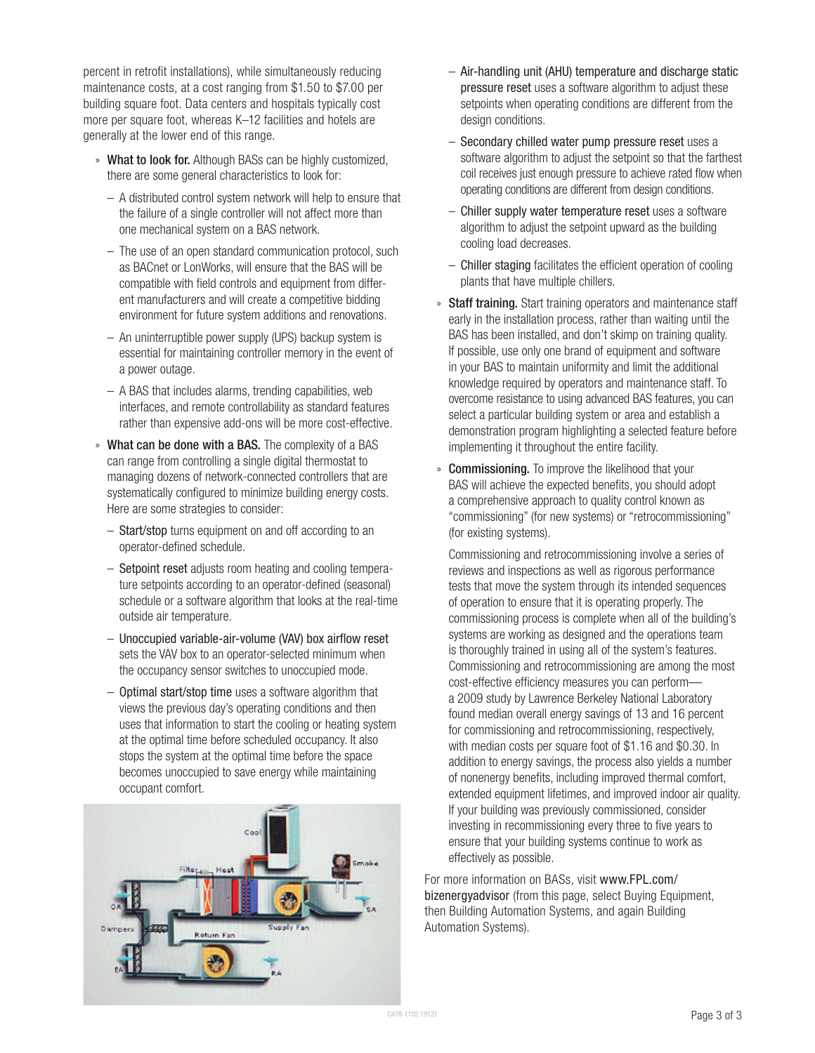percent in retrofit installations), while simultaneously reducing maintenance costs, at a cost ranging from $1.50 to $7.00 per building square foot. Data centers and hospitals typically cost more per square foot, whereas K–12 facilities and hotels are generally at the lower end of this range.

- **What to look for.** Although BASs can be highly customized, there are some general characteristics to look for:
  - A distributed control system network will help to ensure that the failure of a single controller will not affect more than one mechanical system on a BAS network.
  - The use of an open standard communication protocol, such as BACnet or LonWorks, will ensure that the BAS will be compatible with field controls and equipment from different manufacturers and will create a competitive bidding environment for future system additions and renovations.
  - An uninterruptible power supply (UPS) backup system is essential for maintaining controller memory in the event of a power outage.
  - A BAS that includes alarms, trending capabilities, web interfaces, and remote controllability as standard features rather than expensive add-ons will be more cost-effective.
- **What can be done with a BAS.** The complexity of a BAS can range from controlling a single digital thermostat to managing dozens of network-connected controllers that are systematically configured to minimize building energy costs. Here are some strategies to consider:
  - Start/stop turns equipment on and off according to an operator-defined schedule.
  - Setpoint reset adjusts room heating and cooling temperature setpoints according to an operator-defined (seasonal) schedule or a software algorithm that looks at the real-time outside air temperature.
  - Unoccupied variable-air-volume (VAV) box airflow reset sets the VAV box to an operator-selected minimum when the occupancy sensor switches to unoccupied mode.
  - Optimal start/stop time uses a software algorithm that views the previous day's operating conditions and then uses that information to start the cooling or heating system at the optimal time before scheduled occupancy. It also stops the system at the optimal time before the space becomes unoccupied to save energy while maintaining occupant comfort.
  - Air-handling unit (AHU) temperature and discharge static pressure reset uses a software algorithm to adjust these setpoints when operating conditions are different from the design conditions.
  - Secondary chilled water pump pressure reset uses a software algorithm to adjust the setpoint so that the farthest coil receives just enough pressure to achieve rated flow when operating conditions are different from design conditions.
  - Chiller supply water temperature reset uses a software algorithm to adjust the setpoint upward as the building cooling load decreases.
  - Chiller staging facilitates the efficient operation of cooling plants that have multiple chillers.
- **Staff training.** Start training operators and maintenance staff early in the installation process, rather than waiting until the BAS has been installed, and don't skimp on training quality. If possible, use only one brand of equipment and software in your BAS to maintain uniformity and limit the additional knowledge required by operators and maintenance staff. To overcome resistance to using advanced BAS features, you can select a particular building system or area and establish a demonstration program highlighting a selected feature before implementing it throughout the entire facility.
- **Commissioning.** To improve the likelihood that your BAS will achieve the expected benefits, you should adopt a comprehensive approach to quality control known as "commissioning" (for new systems) or "retrocommissioning" (for existing systems).

  Commissioning and retrocommissioning involve a series of reviews and inspections as well as rigorous performance tests that move the system through its intended sequences of operation to ensure that it is operating properly. The commissioning process is complete when all of the building's systems are working as designed and the operations team is thoroughly trained in using all of the system's features. Commissioning and retrocommissioning are among the most cost-effective efficiency measures you can perform—a 2009 study by Lawrence Berkeley National Laboratory found median overall energy savings of 13 and 16 percent for commissioning and retrocommissioning, respectively, with median costs per square foot of $1.16 and $0.30. In addition to energy savings, the process also yields a number of nonenergy benefits, including improved thermal comfort, extended equipment lifetimes, and improved indoor air quality. If your building was previously commissioned, consider investing in recommissioning every three to five years to ensure that your building systems continue to work as effectively as possible.

For more information on BASs, visit www.FPL.com/bizenergyadvisor (from this page, select Buying Equipment, then Building Automation Systems, and again Building Automation Systems).